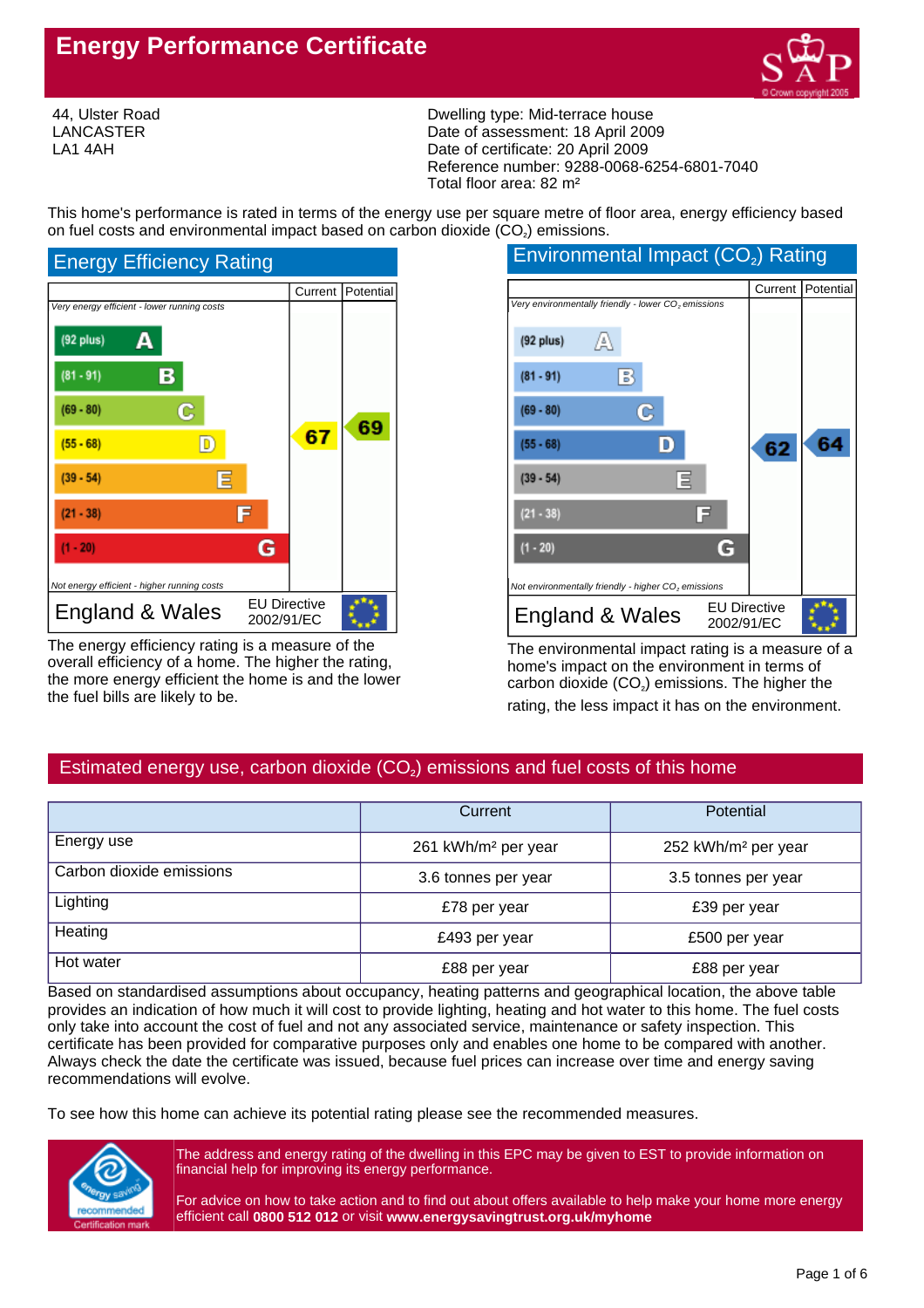# Energy Performance Certificate

44, Ulster Road
LANCASTER
LA1 4AH

Dwelling type: Mid-terrace house
Date of assessment: 18 April 2009
Date of certificate: 20 April 2009
Reference number: 9288-0068-6254-6801-7040
Total floor area: 82 m²

This home's performance is rated in terms of the energy use per square metre of floor area, energy efficiency based on fuel costs and environmental impact based on carbon dioxide ($CO_2$) emissions.

## Energy Efficiency Rating

| | Current | Potential |
|---|---|---|
| *Very energy efficient - lower running costs* | | |
| (92 plus) A | | |
| (81 - 91) B | | |
| (69 - 80) C | | 69 |
| (55 - 68) D | 67 | |
| (39 - 54) E | | |
| (21 - 38) F | | |
| (1 - 20) G | | |
| *Not energy efficient - higher running costs* | | |
| England & Wales — EU Directive 2002/91/EC | | |

The energy efficiency rating is a measure of the overall efficiency of a home. The higher the rating, the more energy efficient the home is and the lower the fuel bills are likely to be.

## Environmental Impact ($CO_2$) Rating

| | Current | Potential |
|---|---|---|
| *Very environmentally friendly - lower $CO_2$ emissions* | | |
| (92 plus) A | | |
| (81 - 91) B | | |
| (69 - 80) C | | |
| (55 - 68) D | 62 | 64 |
| (39 - 54) E | | |
| (21 - 38) F | | |
| (1 - 20) G | | |
| *Not environmentally friendly - higher $CO_2$ emissions* | | |
| England & Wales — EU Directive 2002/91/EC | | |

The environmental impact rating is a measure of a home's impact on the environment in terms of carbon dioxide ($CO_2$) emissions. The higher the rating, the less impact it has on the environment.

## Estimated energy use, carbon dioxide ($CO_2$) emissions and fuel costs of this home

| | Current | Potential |
|---|---|---|
| Energy use | 261 kWh/m² per year | 252 kWh/m² per year |
| Carbon dioxide emissions | 3.6 tonnes per year | 3.5 tonnes per year |
| Lighting | £78 per year | £39 per year |
| Heating | £493 per year | £500 per year |
| Hot water | £88 per year | £88 per year |

Based on standardised assumptions about occupancy, heating patterns and geographical location, the above table provides an indication of how much it will cost to provide lighting, heating and hot water to this home. The fuel costs only take into account the cost of fuel and not any associated service, maintenance or safety inspection. This certificate has been provided for comparative purposes only and enables one home to be compared with another. Always check the date the certificate was issued, because fuel prices can increase over time and energy saving recommendations will evolve.

To see how this home can achieve its potential rating please see the recommended measures.

The address and energy rating of the dwelling in this EPC may be given to EST to provide information on financial help for improving its energy performance.

For advice on how to take action and to find out about offers available to help make your home more energy efficient call **0800 512 012** or visit **www.energysavingtrust.org.uk/myhome**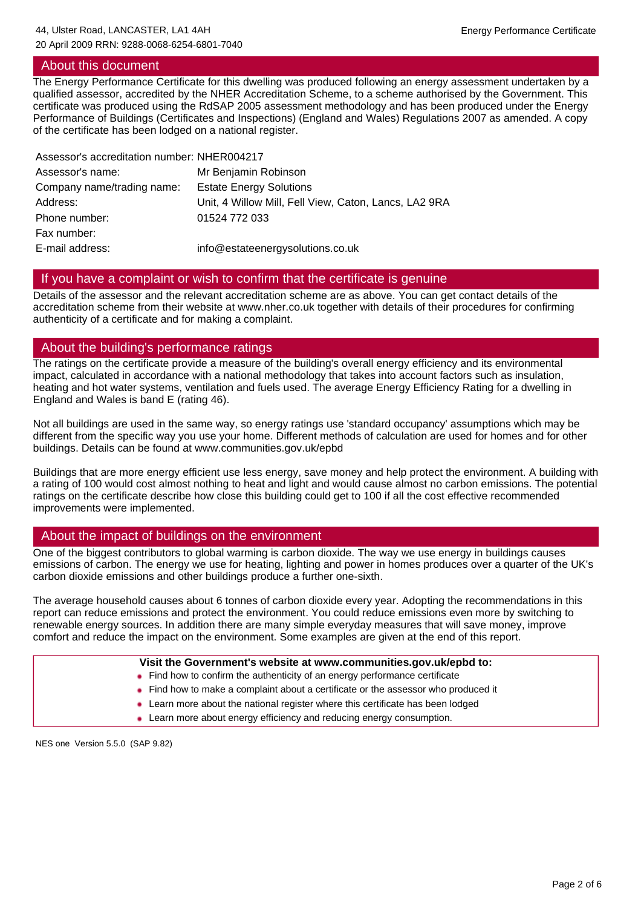## About this document

The Energy Performance Certificate for this dwelling was produced following an energy assessment undertaken by a qualified assessor, accredited by the NHER Accreditation Scheme, to a scheme authorised by the Government. This certificate was produced using the RdSAP 2005 assessment methodology and has been produced under the Energy Performance of Buildings (Certificates and Inspections) (England and Wales) Regulations 2007 as amended. A copy of the certificate has been lodged on a national register.

| | |
|---|---|
| Assessor's accreditation number: | NHER004217 |
| Assessor's name: | Mr Benjamin Robinson |
| Company name/trading name: | Estate Energy Solutions |
| Address: | Unit, 4 Willow Mill, Fell View, Caton, Lancs, LA2 9RA |
| Phone number: | 01524 772 033 |
| Fax number: | |
| E-mail address: | info@estateenergysolutions.co.uk |

## If you have a complaint or wish to confirm that the certificate is genuine

Details of the assessor and the relevant accreditation scheme are as above. You can get contact details of the accreditation scheme from their website at www.nher.co.uk together with details of their procedures for confirming authenticity of a certificate and for making a complaint.

## About the building's performance ratings

The ratings on the certificate provide a measure of the building's overall energy efficiency and its environmental impact, calculated in accordance with a national methodology that takes into account factors such as insulation, heating and hot water systems, ventilation and fuels used. The average Energy Efficiency Rating for a dwelling in England and Wales is band E (rating 46).

Not all buildings are used in the same way, so energy ratings use 'standard occupancy' assumptions which may be different from the specific way you use your home. Different methods of calculation are used for homes and for other buildings. Details can be found at www.communities.gov.uk/epbd

Buildings that are more energy efficient use less energy, save money and help protect the environment. A building with a rating of 100 would cost almost nothing to heat and light and would cause almost no carbon emissions. The potential ratings on the certificate describe how close this building could get to 100 if all the cost effective recommended improvements were implemented.

## About the impact of buildings on the environment

One of the biggest contributors to global warming is carbon dioxide. The way we use energy in buildings causes emissions of carbon. The energy we use for heating, lighting and power in homes produces over a quarter of the UK's carbon dioxide emissions and other buildings produce a further one-sixth.

The average household causes about 6 tonnes of carbon dioxide every year. Adopting the recommendations in this report can reduce emissions and protect the environment. You could reduce emissions even more by switching to renewable energy sources. In addition there are many simple everyday measures that will save money, improve comfort and reduce the impact on the environment. Some examples are given at the end of this report.

**Visit the Government's website at www.communities.gov.uk/epbd to:**

- Find how to confirm the authenticity of an energy performance certificate
- Find how to make a complaint about a certificate or the assessor who produced it
- Learn more about the national register where this certificate has been lodged
- Learn more about energy efficiency and reducing energy consumption.

NES one Version 5.5.0 (SAP 9.82)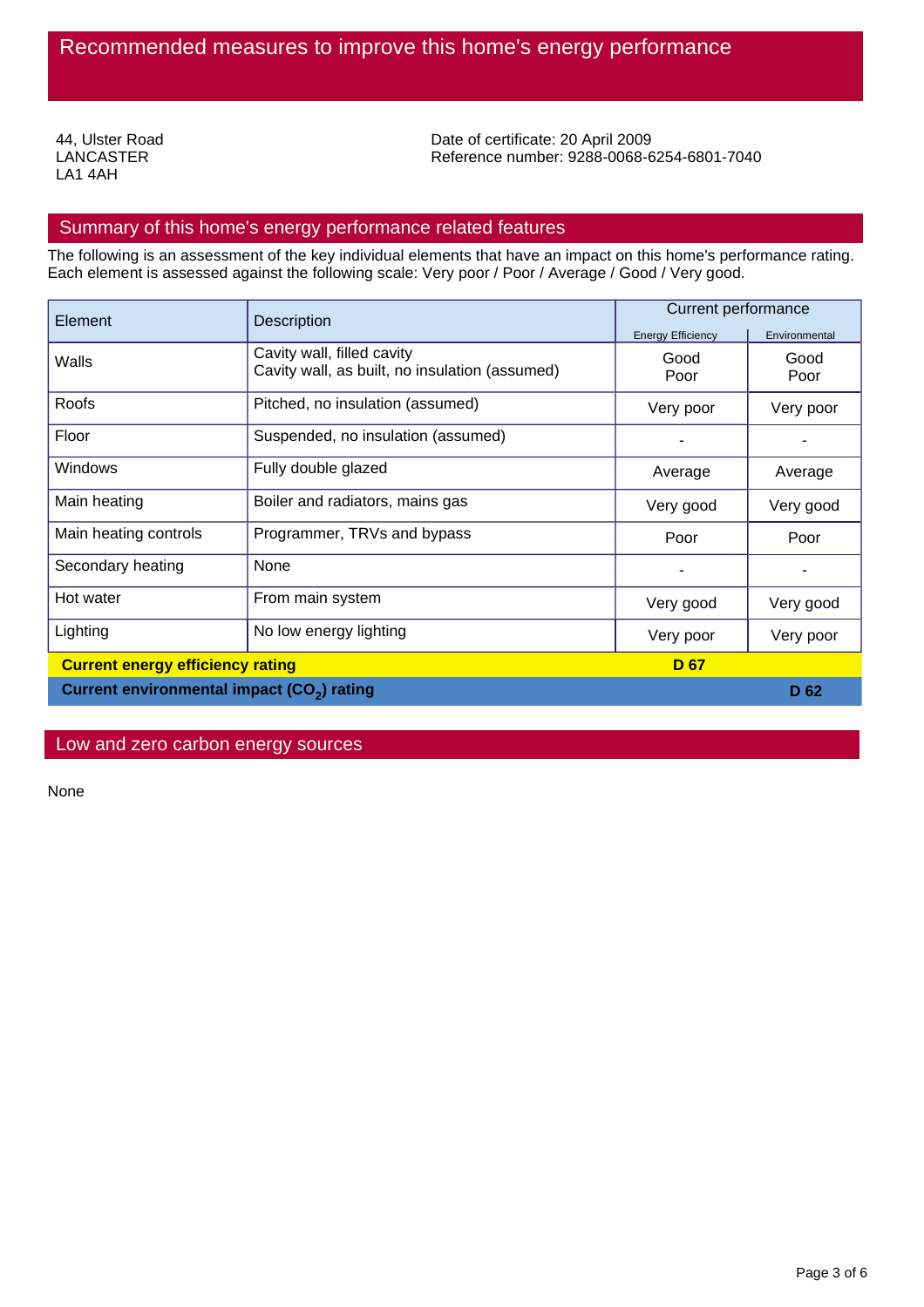# Recommended measures to improve this home's energy performance

44, Ulster Road
LANCASTER
LA1 4AH

Date of certificate: 20 April 2009
Reference number: 9288-0068-6254-6801-7040

## Summary of this home's energy performance related features

The following is an assessment of the key individual elements that have an impact on this home's performance rating. Each element is assessed against the following scale: Very poor / Poor / Average / Good / Very good.

| Element | Description | Current performance | |
|---|---|---|---|
| | | Energy Efficiency | Environmental |
| Walls | Cavity wall, filled cavity<br>Cavity wall, as built, no insulation (assumed) | Good<br>Poor | Good<br>Poor |
| Roofs | Pitched, no insulation (assumed) | Very poor | Very poor |
| Floor | Suspended, no insulation (assumed) | - | - |
| Windows | Fully double glazed | Average | Average |
| Main heating | Boiler and radiators, mains gas | Very good | Very good |
| Main heating controls | Programmer, TRVs and bypass | Poor | Poor |
| Secondary heating | None | - | - |
| Hot water | From main system | Very good | Very good |
| Lighting | No low energy lighting | Very poor | Very poor |
| **Current energy efficiency rating** | | **D 67** | |
| **Current environmental impact ($CO_2$) rating** | | | **D 62** |

## Low and zero carbon energy sources

None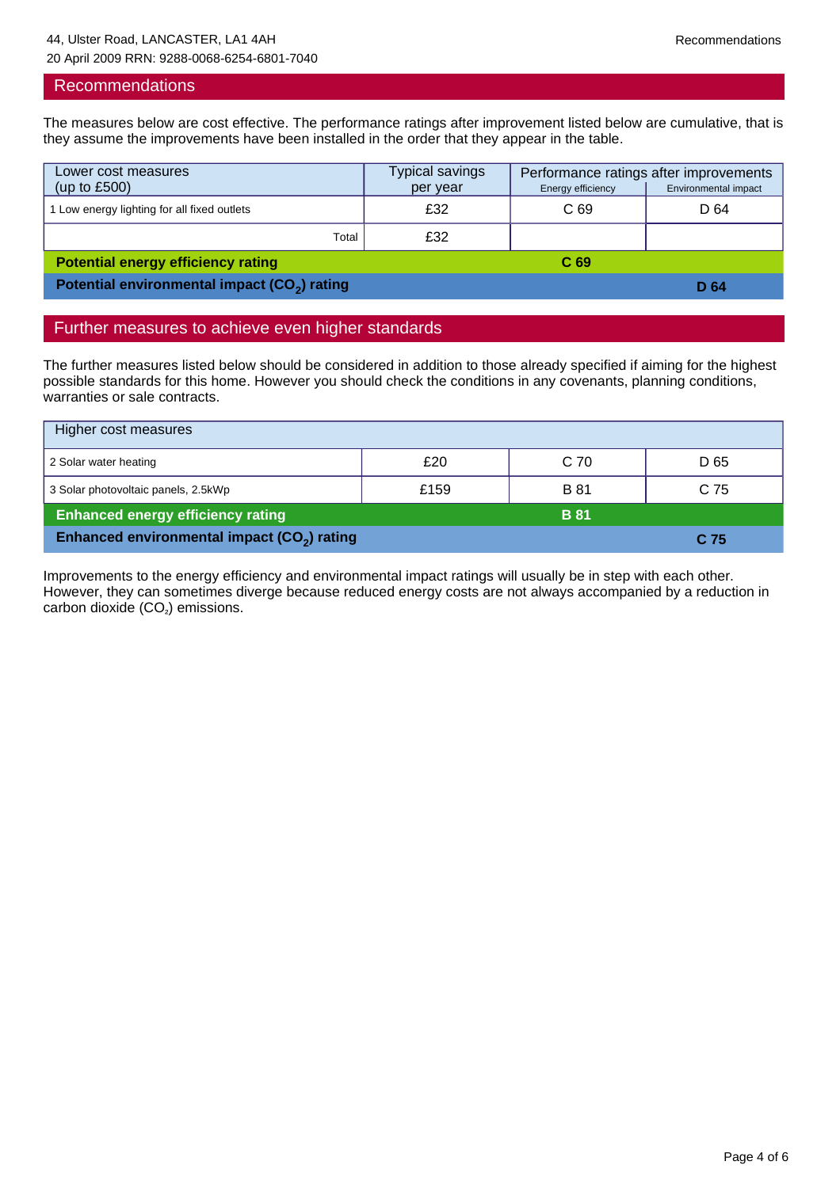44, Ulster Road, LANCASTER, LA1 4AH
20 April 2009 RRN: 9288-0068-6254-6801-7040

## Recommendations

The measures below are cost effective. The performance ratings after improvement listed below are cumulative, that is they assume the improvements have been installed in the order that they appear in the table.

| Lower cost measures (up to £500) | Typical savings per year | Performance ratings after improvements | |
|---|---|---|---|
| | | Energy efficiency | Environmental impact |
| 1 Low energy lighting for all fixed outlets | £32 | C 69 | D 64 |
| Total | £32 | | |
| **Potential energy efficiency rating** | | **C 69** | |
| **Potential environmental impact ($CO_2$) rating** | | | **D 64** |

## Further measures to achieve even higher standards

The further measures listed below should be considered in addition to those already specified if aiming for the highest possible standards for this home. However you should check the conditions in any covenants, planning conditions, warranties or sale contracts.

| Higher cost measures | | | |
|---|---|---|---|
| 2 Solar water heating | £20 | C 70 | D 65 |
| 3 Solar photovoltaic panels, 2.5kWp | £159 | B 81 | C 75 |
| **Enhanced energy efficiency rating** | | **B 81** | |
| **Enhanced environmental impact ($CO_2$) rating** | | | **C 75** |

Improvements to the energy efficiency and environmental impact ratings will usually be in step with each other. However, they can sometimes diverge because reduced energy costs are not always accompanied by a reduction in carbon dioxide ($CO_2$) emissions.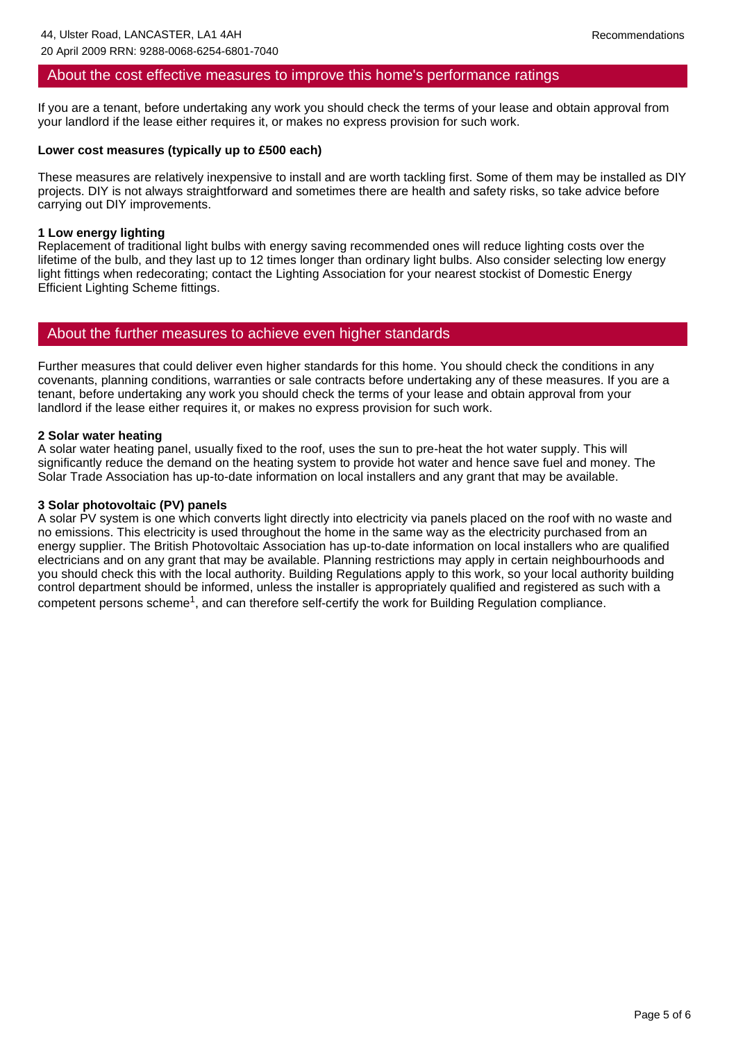## About the cost effective measures to improve this home's performance ratings

If you are a tenant, before undertaking any work you should check the terms of your lease and obtain approval from your landlord if the lease either requires it, or makes no express provision for such work.

**Lower cost measures (typically up to £500 each)**

These measures are relatively inexpensive to install and are worth tackling first. Some of them may be installed as DIY projects. DIY is not always straightforward and sometimes there are health and safety risks, so take advice before carrying out DIY improvements.

**1 Low energy lighting**
Replacement of traditional light bulbs with energy saving recommended ones will reduce lighting costs over the lifetime of the bulb, and they last up to 12 times longer than ordinary light bulbs. Also consider selecting low energy light fittings when redecorating; contact the Lighting Association for your nearest stockist of Domestic Energy Efficient Lighting Scheme fittings.

## About the further measures to achieve even higher standards

Further measures that could deliver even higher standards for this home. You should check the conditions in any covenants, planning conditions, warranties or sale contracts before undertaking any of these measures. If you are a tenant, before undertaking any work you should check the terms of your lease and obtain approval from your landlord if the lease either requires it, or makes no express provision for such work.

**2 Solar water heating**
A solar water heating panel, usually fixed to the roof, uses the sun to pre-heat the hot water supply. This will significantly reduce the demand on the heating system to provide hot water and hence save fuel and money. The Solar Trade Association has up-to-date information on local installers and any grant that may be available.

**3 Solar photovoltaic (PV) panels**
A solar PV system is one which converts light directly into electricity via panels placed on the roof with no waste and no emissions. This electricity is used throughout the home in the same way as the electricity purchased from an energy supplier. The British Photovoltaic Association has up-to-date information on local installers who are qualified electricians and on any grant that may be available. Planning restrictions may apply in certain neighbourhoods and you should check this with the local authority. Building Regulations apply to this work, so your local authority building control department should be informed, unless the installer is appropriately qualified and registered as such with a competent persons scheme[1], and can therefore self-certify the work for Building Regulation compliance.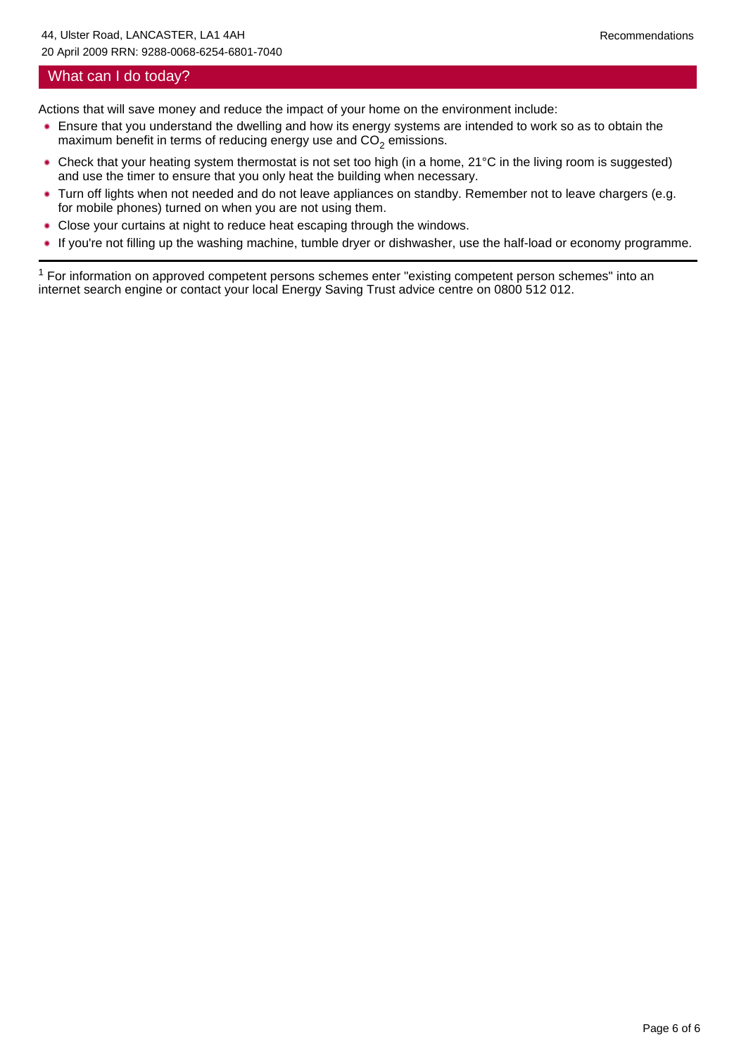## What can I do today?

Actions that will save money and reduce the impact of your home on the environment include:

- Ensure that you understand the dwelling and how its energy systems are intended to work so as to obtain the maximum benefit in terms of reducing energy use and $CO_2$ emissions.
- Check that your heating system thermostat is not set too high (in a home, 21°C in the living room is suggested) and use the timer to ensure that you only heat the building when necessary.
- Turn off lights when not needed and do not leave appliances on standby. Remember not to leave chargers (e.g. for mobile phones) turned on when you are not using them.
- Close your curtains at night to reduce heat escaping through the windows.
- If you're not filling up the washing machine, tumble dryer or dishwasher, use the half-load or economy programme.

---

[1] For information on approved competent persons schemes enter "existing competent person schemes" into an internet search engine or contact your local Energy Saving Trust advice centre on 0800 512 012.